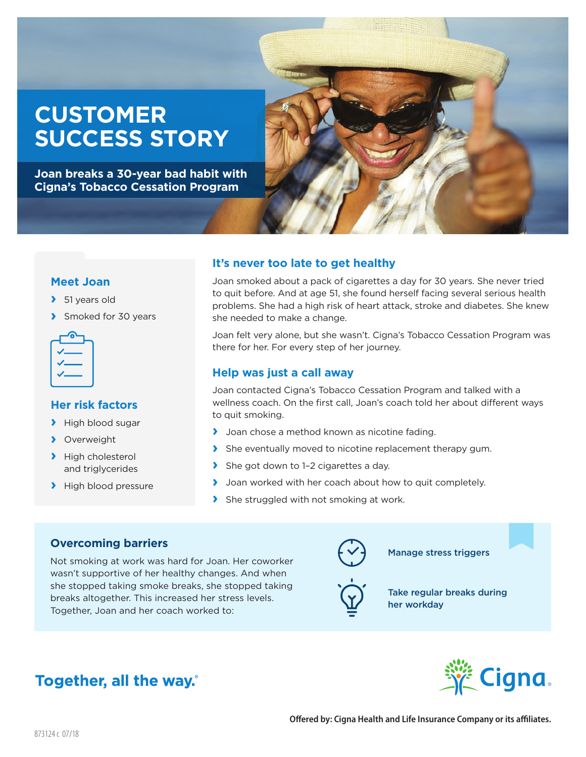# CUSTOMER SUCCESS STORY

**Joan breaks a 30-year bad habit with Cigna's Tobacco Cessation Program**

### Meet Joan

- 51 years old
- Smoked for 30 years

### Her risk factors

- High blood sugar
- Overweight
- High cholesterol and triglycerides
- High blood pressure

## It's never too late to get healthy

Joan smoked about a pack of cigarettes a day for 30 years. She never tried to quit before. And at age 51, she found herself facing several serious health problems. She had a high risk of heart attack, stroke and diabetes. She knew she needed to make a change.

Joan felt very alone, but she wasn't. Cigna's Tobacco Cessation Program was there for her. For every step of her journey.

## Help was just a call away

Joan contacted Cigna's Tobacco Cessation Program and talked with a wellness coach. On the first call, Joan's coach told her about different ways to quit smoking.

- Joan chose a method known as nicotine fading.
- She eventually moved to nicotine replacement therapy gum.
- She got down to 1–2 cigarettes a day.
- Joan worked with her coach about how to quit completely.
- She struggled with not smoking at work.

### Overcoming barriers

Not smoking at work was hard for Joan. Her coworker wasn't supportive of her healthy changes. And when she stopped taking smoke breaks, she stopped taking breaks altogether. This increased her stress levels. Together, Joan and her coach worked to:

- Manage stress triggers
- Take regular breaks during her workday

**Together, all the way.®**

Cigna.

**Offered by: Cigna Health and Life Insurance Company or its affiliates.**

873124 c 07/18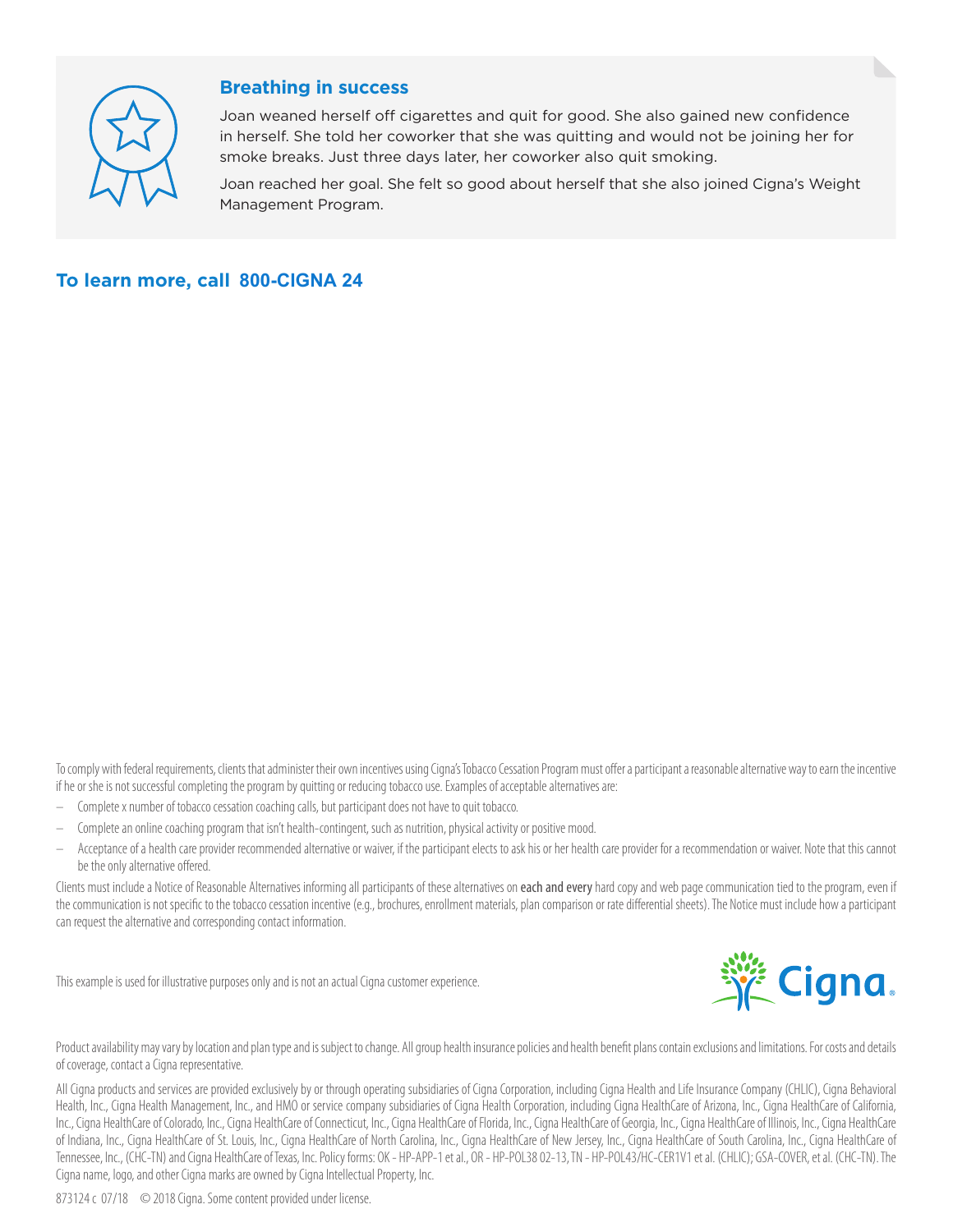## Breathing in success

Joan weaned herself off cigarettes and quit for good. She also gained new confidence in herself. She told her coworker that she was quitting and would not be joining her for smoke breaks. Just three days later, her coworker also quit smoking.

Joan reached her goal. She felt so good about herself that she also joined Cigna's Weight Management Program.

**To learn more, call 800-CIGNA 24**

To comply with federal requirements, clients that administer their own incentives using Cigna's Tobacco Cessation Program must offer a participant a reasonable alternative way to earn the incentive if he or she is not successful completing the program by quitting or reducing tobacco use. Examples of acceptable alternatives are:

- Complete x number of tobacco cessation coaching calls, but participant does not have to quit tobacco.
- Complete an online coaching program that isn't health-contingent, such as nutrition, physical activity or positive mood.
- Acceptance of a health care provider recommended alternative or waiver, if the participant elects to ask his or her health care provider for a recommendation or waiver. Note that this cannot be the only alternative offered.

Clients must include a Notice of Reasonable Alternatives informing all participants of these alternatives on **each and every** hard copy and web page communication tied to the program, even if the communication is not specific to the tobacco cessation incentive (e.g., brochures, enrollment materials, plan comparison or rate differential sheets). The Notice must include how a participant can request the alternative and corresponding contact information.

This example is used for illustrative purposes only and is not an actual Cigna customer experience.

Product availability may vary by location and plan type and is subject to change. All group health insurance policies and health benefit plans contain exclusions and limitations. For costs and details of coverage, contact a Cigna representative.

All Cigna products and services are provided exclusively by or through operating subsidiaries of Cigna Corporation, including Cigna Health and Life Insurance Company (CHLIC), Cigna Behavioral Health, Inc., Cigna Health Management, Inc., and HMO or service company subsidiaries of Cigna Health Corporation, including Cigna HealthCare of Arizona, Inc., Cigna HealthCare of California, Inc., Cigna HealthCare of Colorado, Inc., Cigna HealthCare of Connecticut, Inc., Cigna HealthCare of Florida, Inc., Cigna HealthCare of Georgia, Inc., Cigna HealthCare of Illinois, Inc., Cigna HealthCare of Indiana, Inc., Cigna HealthCare of St. Louis, Inc., Cigna HealthCare of North Carolina, Inc., Cigna HealthCare of New Jersey, Inc., Cigna HealthCare of South Carolina, Inc., Cigna HealthCare of Tennessee, Inc., (CHC-TN) and Cigna HealthCare of Texas, Inc. Policy forms: OK - HP-APP-1 et al., OR - HP-POL38 02-13, TN - HP-POL43/HC-CER1V1 et al. (CHLIC); GSA-COVER, et al. (CHC-TN). The Cigna name, logo, and other Cigna marks are owned by Cigna Intellectual Property, Inc.

873124 c 07/18 © 2018 Cigna. Some content provided under license.